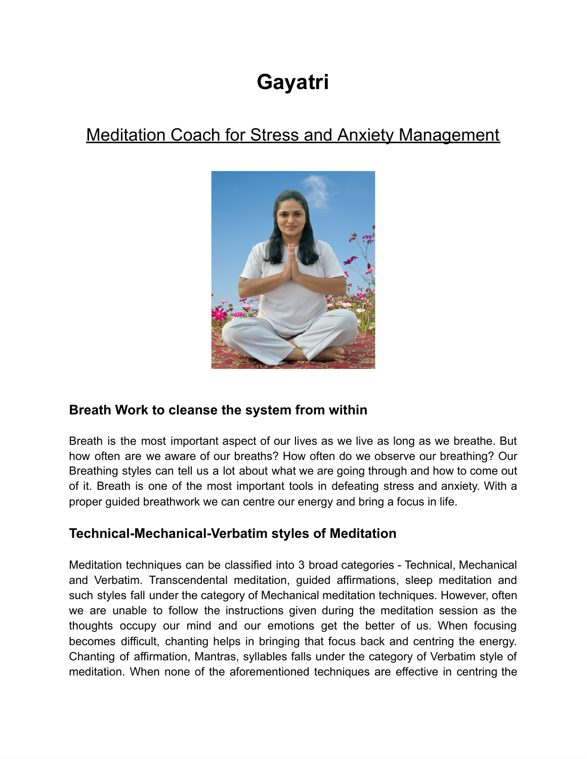# Gayatri

## Meditation Coach for Stress and Anxiety Management

### Breath Work to cleanse the system from within

Breath is the most important aspect of our lives as we live as long as we breathe. But how often are we aware of our breaths? How often do we observe our breathing? Our Breathing styles can tell us a lot about what we are going through and how to come out of it. Breath is one of the most important tools in defeating stress and anxiety. With a proper guided breathwork we can centre our energy and bring a focus in life.

### Technical-Mechanical-Verbatim styles of Meditation

Meditation techniques can be classified into 3 broad categories - Technical, Mechanical and Verbatim. Transcendental meditation, guided affirmations, sleep meditation and such styles fall under the category of Mechanical meditation techniques. However, often we are unable to follow the instructions given during the meditation session as the thoughts occupy our mind and our emotions get the better of us. When focusing becomes difficult, chanting helps in bringing that focus back and centring the energy. Chanting of affirmation, Mantras, syllables falls under the category of Verbatim style of meditation. When none of the aforementioned techniques are effective in centring the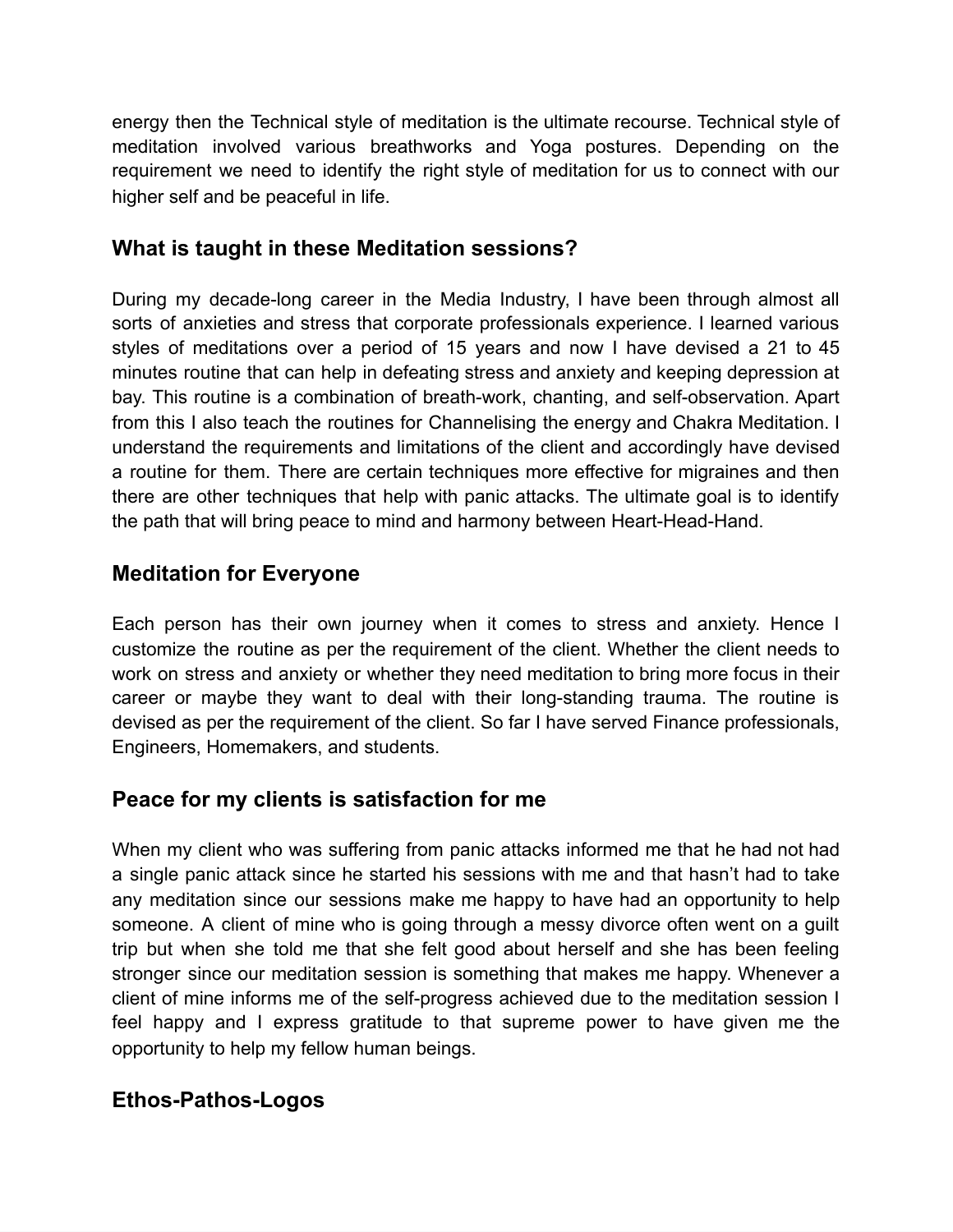energy then the Technical style of meditation is the ultimate recourse. Technical style of meditation involved various breathworks and Yoga postures. Depending on the requirement we need to identify the right style of meditation for us to connect with our higher self and be peaceful in life.

## What is taught in these Meditation sessions?

During my decade-long career in the Media Industry, I have been through almost all sorts of anxieties and stress that corporate professionals experience. I learned various styles of meditations over a period of 15 years and now I have devised a 21 to 45 minutes routine that can help in defeating stress and anxiety and keeping depression at bay. This routine is a combination of breath-work, chanting, and self-observation. Apart from this I also teach the routines for Channelising the energy and Chakra Meditation. I understand the requirements and limitations of the client and accordingly have devised a routine for them. There are certain techniques more effective for migraines and then there are other techniques that help with panic attacks. The ultimate goal is to identify the path that will bring peace to mind and harmony between Heart-Head-Hand.

## Meditation for Everyone

Each person has their own journey when it comes to stress and anxiety. Hence I customize the routine as per the requirement of the client. Whether the client needs to work on stress and anxiety or whether they need meditation to bring more focus in their career or maybe they want to deal with their long-standing trauma. The routine is devised as per the requirement of the client. So far I have served Finance professionals, Engineers, Homemakers, and students.

## Peace for my clients is satisfaction for me

When my client who was suffering from panic attacks informed me that he had not had a single panic attack since he started his sessions with me and that hasn't had to take any meditation since our sessions make me happy to have had an opportunity to help someone. A client of mine who is going through a messy divorce often went on a guilt trip but when she told me that she felt good about herself and she has been feeling stronger since our meditation session is something that makes me happy. Whenever a client of mine informs me of the self-progress achieved due to the meditation session I feel happy and I express gratitude to that supreme power to have given me the opportunity to help my fellow human beings.

## Ethos-Pathos-Logos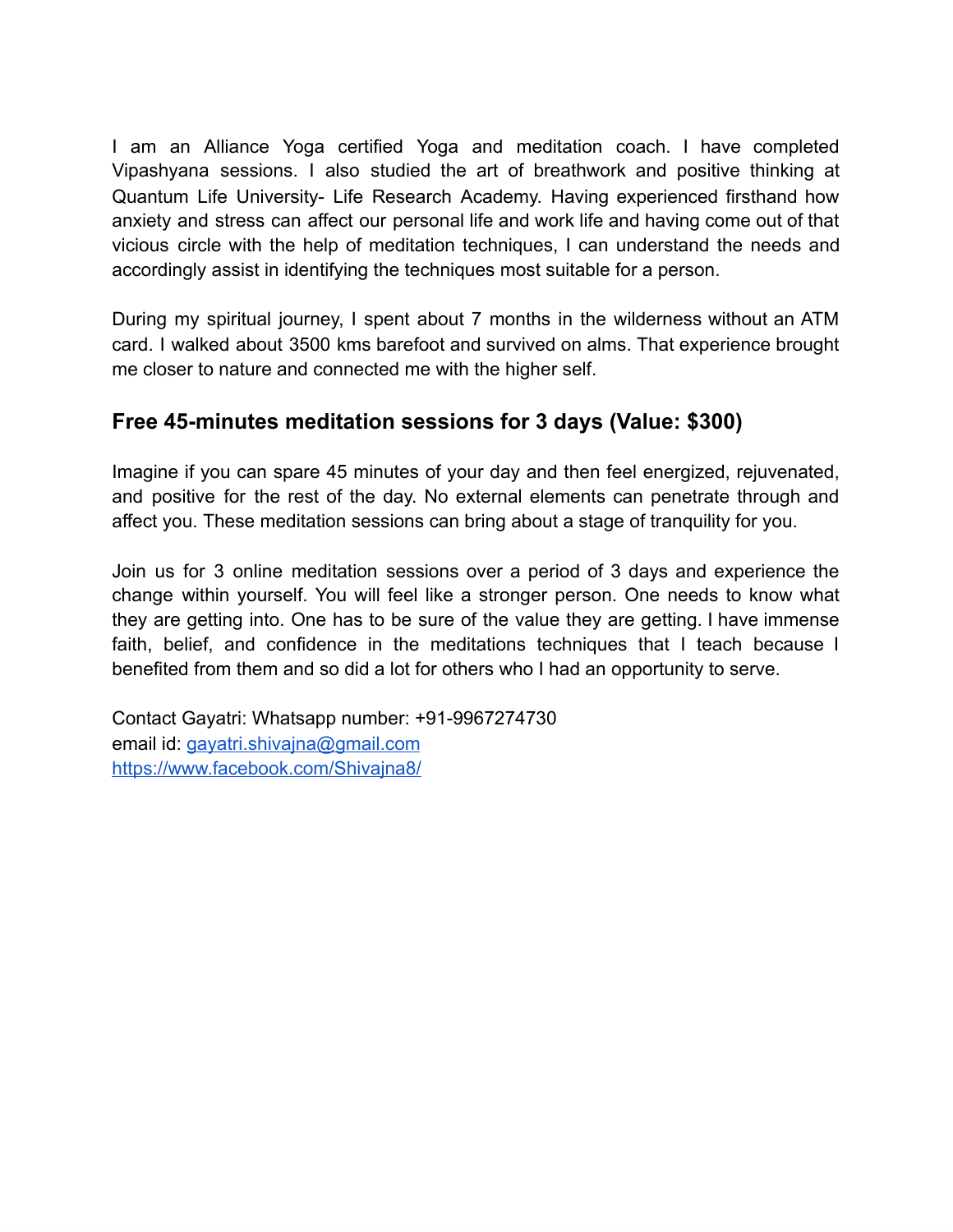I am an Alliance Yoga certified Yoga and meditation coach. I have completed Vipashyana sessions. I also studied the art of breathwork and positive thinking at Quantum Life University- Life Research Academy. Having experienced firsthand how anxiety and stress can affect our personal life and work life and having come out of that vicious circle with the help of meditation techniques, I can understand the needs and accordingly assist in identifying the techniques most suitable for a person.

During my spiritual journey, I spent about 7 months in the wilderness without an ATM card. I walked about 3500 kms barefoot and survived on alms. That experience brought me closer to nature and connected me with the higher self.

## Free 45-minutes meditation sessions for 3 days (Value: $300)

Imagine if you can spare 45 minutes of your day and then feel energized, rejuvenated, and positive for the rest of the day. No external elements can penetrate through and affect you. These meditation sessions can bring about a stage of tranquility for you.

Join us for 3 online meditation sessions over a period of 3 days and experience the change within yourself. You will feel like a stronger person. One needs to know what they are getting into. One has to be sure of the value they are getting. I have immense faith, belief, and confidence in the meditations techniques that I teach because I benefited from them and so did a lot for others who I had an opportunity to serve.

Contact Gayatri: Whatsapp number: +91-9967274730
email id: [gayatri.shivajna@gmail.com](mailto:gayatri.shivajna@gmail.com)
[https://www.facebook.com/Shivajna8/](https://www.facebook.com/Shivajna8/)